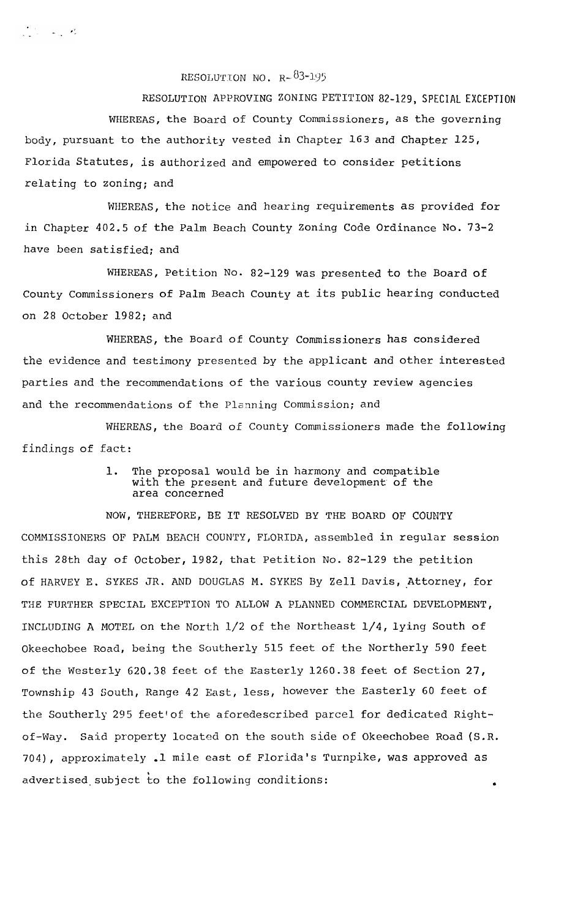# RESOLUTION NO. R-83-195

## RESOLUTION APPROVING ZONING PETITION 82-129, SPECIAL EXCEPTION

WHEREAS, the Board of County Commissioners, as the governing body, pursuant to the authority vested in Chapter 163 and Chapter 125, Florida Statutes, is authorized and empowered to consider petitions relating to zoning; and

WHEREAS, the notice and hearing requirements as provided for in Chapter 402.5 of the Palm Beach County Zoning Code Ordinance No. 73-2 have been satisfied; and

WHEREAS, Petition No. 82-129 was presented to the Board of County Commissioners of Palm Beach County at its public hearing conducted on 28 October 1982; and

WHEREAS, the Board of County Commissioners has considered the evidence and testimony presented by the applicant and other interested parties and the recommendations of the various county review agencies and the recommendations of the Planning Commission; and

WHEREAS, the Board of County Commissioners made the following findings of fact:

1. The proposal would be in harmony and compatible with the present and future development of the area concerned

NOW, THEREFORE, BE IT RESOLVED BY THE BOARD OF COUNTY COMMISSIONERS OF PALM BEACH COUNTY, FLORIDA, assembled in regular session this 28th day of October, 1982, that Petition No. 82-129 the petition of HARVEY E. SYKES JR. AND DOUGLAS M. SYKES By Zell Davis, Attorney, for THE FURTHER SPECIAL EXCEPTION TO ALLOW A PLANNED COMMERCIAL DEVELOPMENT, INCLUDING A MOTEL on the North 1/2 of the Northeast 1/4, lying South of Okeechobee Road, being the Southerly 515 feet of the Northerly 590 feet of the Westerly 620.38 feet of the Easterly 1260.38 feet of Section 27, Township 43 South, Range 42 East, less, however the Easterly 60 feet of the Southerly 295 feet of the aforedescribed parcel for dedicated Right-of-Way. Said property located on the south side of Okeechobee Road (S.R. 704), approximately .1 mile east of Florida's Turnpike, was approved as advertised subject to the following conditions: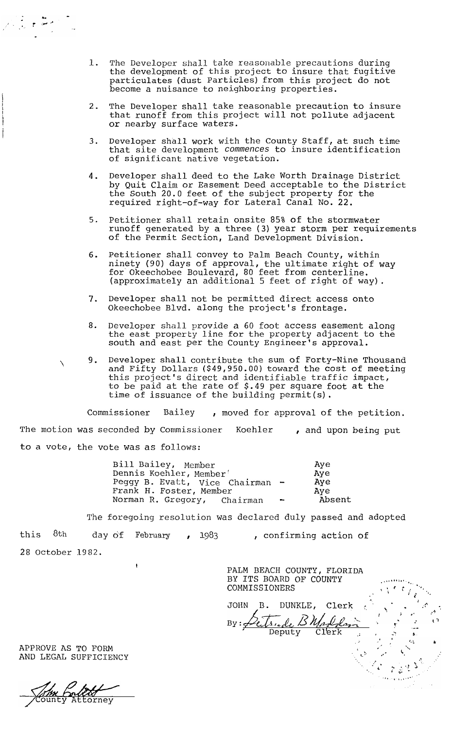1. The Developer shall take reasonable precautions during the development of this project to insure that fugitive particulates (dust Particles) from this project do not become a nuisance to neighboring properties.

2. The Developer shall take reasonable precaution to insure that runoff from this project will not pollute adjacent or nearby surface waters.

3. Developer shall work with the County Staff, at such time that site development *commences* to insure identification of significant native vegetation.

4. Developer shall deed to the Lake Worth Drainage District by Quit Claim or Easement Deed acceptable to the District the South 20.0 feet of the subject property for the required right-of-way for Lateral Canal No. 22.

5. Petitioner shall retain onsite 85% of the stormwater runoff generated by a three (3) year storm per requirements of the Permit Section, Land Development Division.

6. Petitioner shall convey to Palm Beach County, within ninety (90) days of approval, the ultimate right of way for Okeechobee Boulevard, 80 feet from centerline. (approximately an additional 5 feet of right of way).

7. Developer shall not be permitted direct access onto Okeechobee Blvd. along the project's frontage.

8. Developer shall provide a 60 foot access easement along the east property line for the property adjacent to the south and east per the County Engineer's approval.

9. Developer shall contribute the sum of Forty-Nine Thousand and Fifty Dollars ($49,950.00) toward the cost of meeting this project's direct and identifiable traffic impact, to be paid at the rate of $.49 per square foot at the time of issuance of the building permit(s).

Commissioner Bailey , moved for approval of the petition. The motion was seconded by Commissioner Koehler , and upon being put to a vote, the vote was as follows:

| | |
|---|---|
| Bill Bailey, Member | Aye |
| Dennis Koehler, Member | Aye |
| Peggy B. Evatt, Vice Chairman - | Aye |
| Frank H. Foster, Member | Aye |
| Norman R. Gregory, Chairman - | Absent |

The foregoing resolution was declared duly passed and adopted this 8th day of February , 1983 , confirming action of 28 October 1982.

PALM BEACH COUNTY, FLORIDA
BY ITS BOARD OF COUNTY
COMMISSIONERS

JOHN B. DUNKLE, Clerk

By: Deputy Clerk

APPROVE AS TO FORM
AND LEGAL SUFFICIENCY

County Attorney